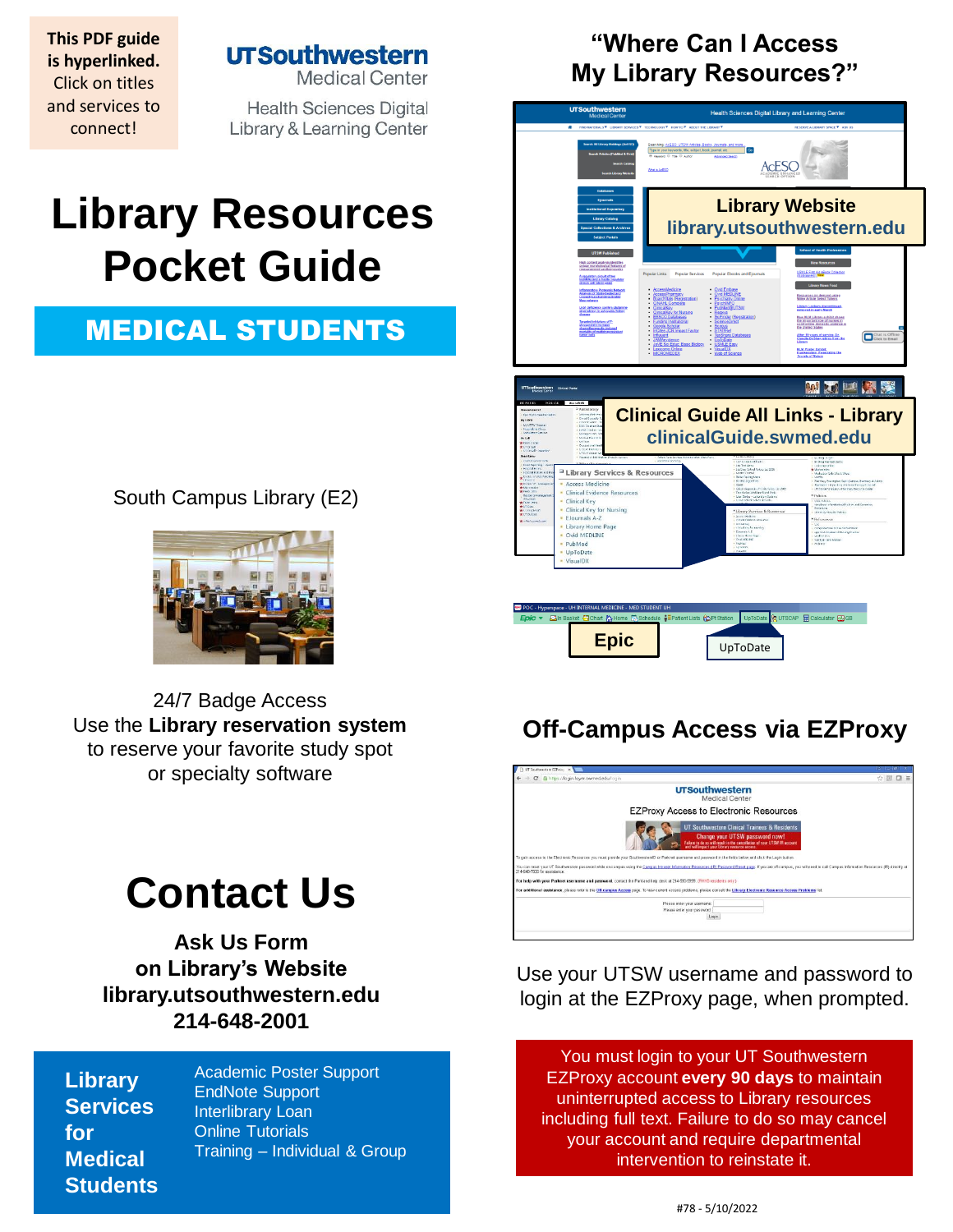This PDF guide is hyperlinked. Click on titles and services to connect!

**UTSouthwestern** Medical Center

Health Sciences Digital Library & Learning Center

# Library Resources Pocket Guide

## MEDICAL STUDENTS

South Campus Library (E2)

24/7 Badge Access
Use the **Library reservation system** to reserve your favorite study spot or specialty software

# Contact Us

**Ask Us Form on Library's Website**
**library.utsouthwestern.edu**
**214-648-2001**

**Library Services for Medical Students**

- Academic Poster Support
- EndNote Support
- Interlibrary Loan
- Online Tutorials
- Training – Individual & Group

## "Where Can I Access My Library Resources?"

**Library Website**
**library.utsouthwestern.edu**

**Clinical Guide All Links - Library**
**clinicalGuide.swmed.edu**

**Epic**

UpToDate

## Off-Campus Access via EZProxy

Use your UTSW username and password to login at the EZProxy page, when prompted.

You must login to your UT Southwestern EZProxy account **every 90 days** to maintain uninterrupted access to Library resources including full text. Failure to do so may cancel your account and require departmental intervention to reinstate it.

#78 - 5/10/2022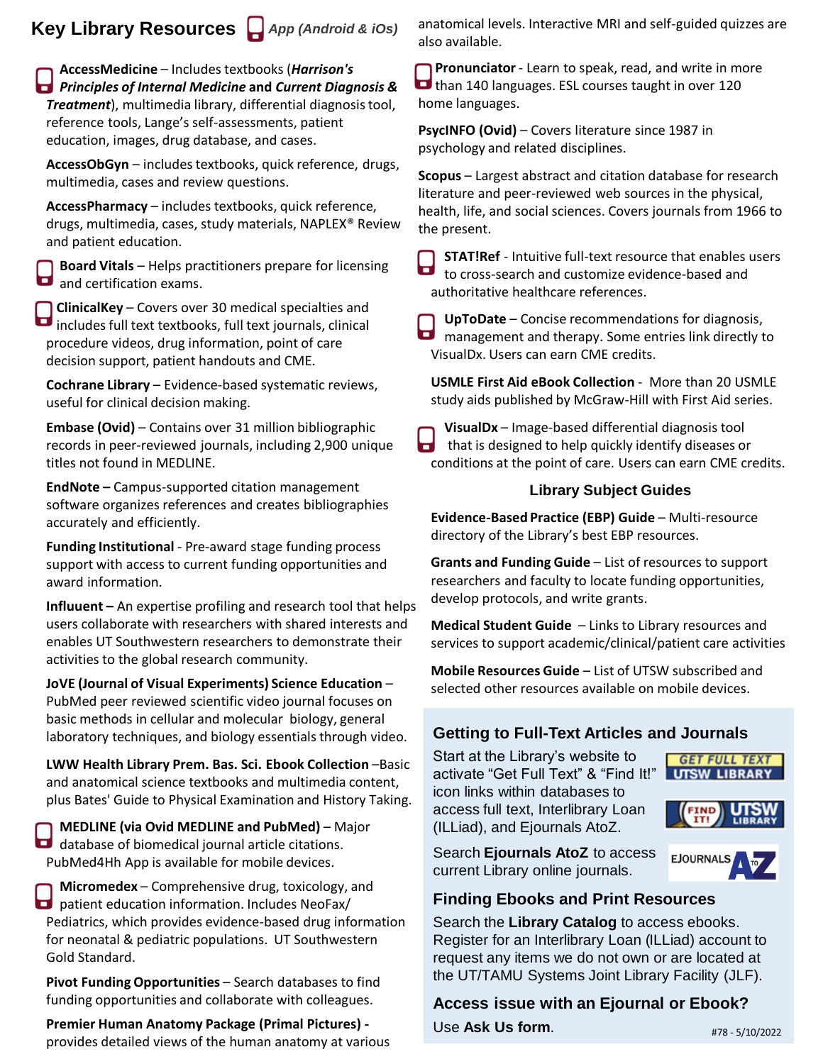## Key Library Resources

App (Android & iOs)

**AccessMedicine** – Includes textbooks (***Harrison's Principles of Internal Medicine*** **and** ***Current Diagnosis & Treatment***), multimedia library, differential diagnosis tool, reference tools, Lange's self-assessments, patient education, images, drug database, and cases.

**AccessObGyn** – includes textbooks, quick reference, drugs, multimedia, cases and review questions.

**AccessPharmacy** – includes textbooks, quick reference, drugs, multimedia, cases, study materials, NAPLEX® Review and patient education.

**Board Vitals** – Helps practitioners prepare for licensing and certification exams.

**ClinicalKey** – Covers over 30 medical specialties and includes full text textbooks, full text journals, clinical procedure videos, drug information, point of care decision support, patient handouts and CME.

**Cochrane Library** – Evidence-based systematic reviews, useful for clinical decision making.

**Embase (Ovid)** – Contains over 31 million bibliographic records in peer-reviewed journals, including 2,900 unique titles not found in MEDLINE.

**EndNote –** Campus-supported citation management software organizes references and creates bibliographies accurately and efficiently.

**Funding Institutional** - Pre-award stage funding process support with access to current funding opportunities and award information.

**Influuent –** An expertise profiling and research tool that helps users collaborate with researchers with shared interests and enables UT Southwestern researchers to demonstrate their activities to the global research community.

**JoVE (Journal of Visual Experiments) Science Education** – PubMed peer reviewed scientific video journal focuses on basic methods in cellular and molecular biology, general laboratory techniques, and biology essentials through video.

**LWW Health Library Prem. Bas. Sci. Ebook Collection** –Basic and anatomical science textbooks and multimedia content, plus Bates' Guide to Physical Examination and History Taking.

**MEDLINE (via Ovid MEDLINE and PubMed)** – Major database of biomedical journal article citations. PubMed4Hh App is available for mobile devices.

**Micromedex** – Comprehensive drug, toxicology, and patient education information. Includes NeoFax/ Pediatrics, which provides evidence-based drug information for neonatal & pediatric populations. UT Southwestern Gold Standard.

**Pivot Funding Opportunities** – Search databases to find funding opportunities and collaborate with colleagues.

**Premier Human Anatomy Package (Primal Pictures)** - provides detailed views of the human anatomy at various anatomical levels. Interactive MRI and self-guided quizzes are also available.

**Pronunciator** - Learn to speak, read, and write in more than 140 languages. ESL courses taught in over 120 home languages.

**PsycINFO (Ovid)** – Covers literature since 1987 in psychology and related disciplines.

**Scopus** – Largest abstract and citation database for research literature and peer-reviewed web sources in the physical, health, life, and social sciences. Covers journals from 1966 to the present.

**STAT!Ref** - Intuitive full-text resource that enables users to cross-search and customize evidence-based and authoritative healthcare references.

**UpToDate** – Concise recommendations for diagnosis, management and therapy. Some entries link directly to VisualDx. Users can earn CME credits.

**USMLE First Aid eBook Collection** - More than 20 USMLE study aids published by McGraw-Hill with First Aid series.

**VisualDx** – Image-based differential diagnosis tool that is designed to help quickly identify diseases or conditions at the point of care. Users can earn CME credits.

### Library Subject Guides

**Evidence-Based Practice (EBP) Guide** – Multi-resource directory of the Library's best EBP resources.

**Grants and Funding Guide** – List of resources to support researchers and faculty to locate funding opportunities, develop protocols, and write grants.

**Medical Student Guide** – Links to Library resources and services to support academic/clinical/patient care activities

**Mobile Resources Guide** – List of UTSW subscribed and selected other resources available on mobile devices.

### Getting to Full-Text Articles and Journals

Start at the Library's website to activate "Get Full Text" & "Find It!" icon links within databases to access full text, Interlibrary Loan (ILLiad), and Ejournals AtoZ.

GET FULL TEXT UTSW LIBRARY

FIND IT! UTSW LIBRARY

Search **Ejournals AtoZ** to access current Library online journals.

EJOURNALS A TO Z

### Finding Ebooks and Print Resources

Search the **Library Catalog** to access ebooks. Register for an Interlibrary Loan (ILLiad) account to request any items we do not own or are located at the UT/TAMU Systems Joint Library Facility (JLF).

### Access issue with an Ejournal or Ebook?

Use **Ask Us form**.

#78 - 5/10/2022